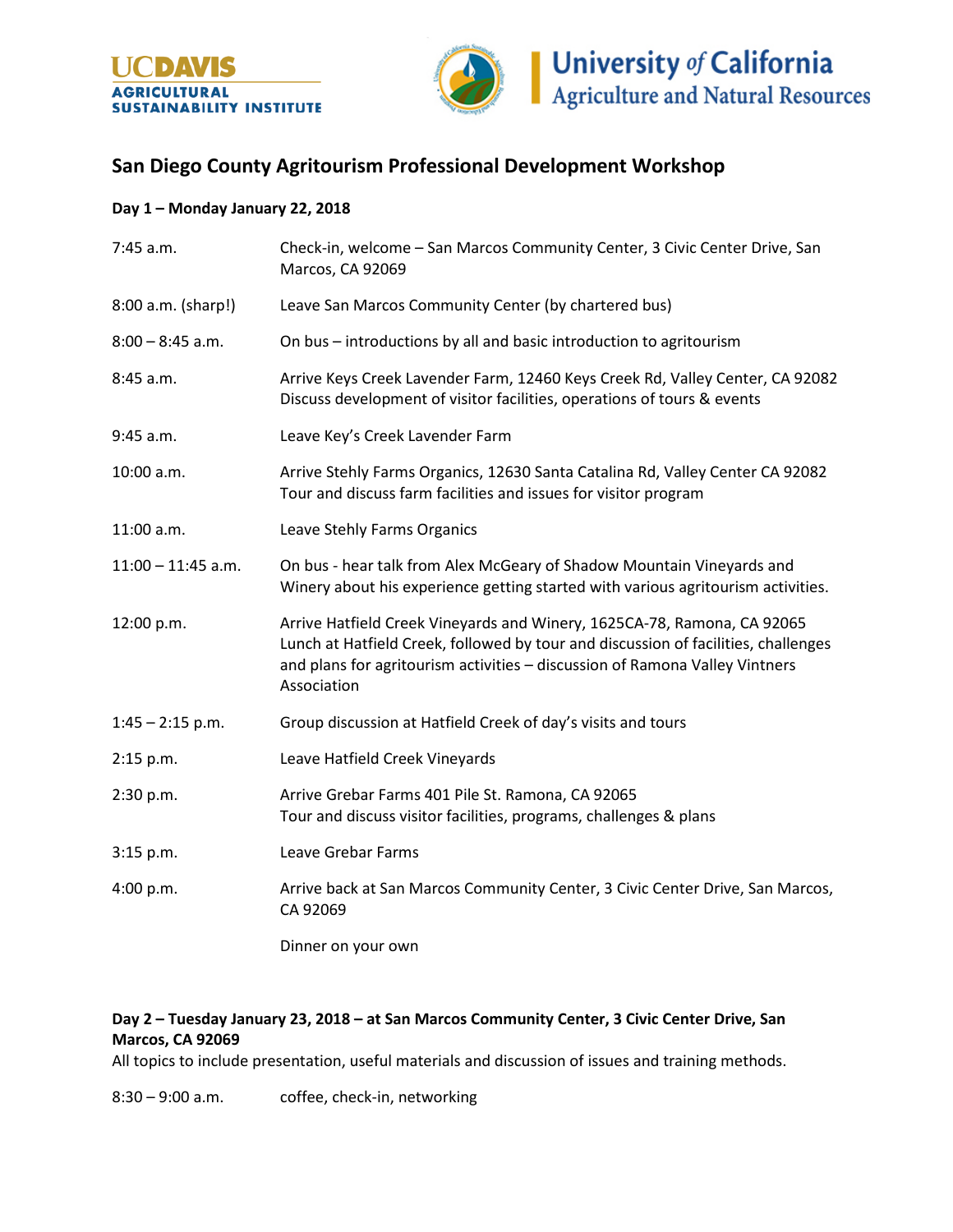UC DAVIS
AGRICULTURAL SUSTAINABILITY INSTITUTE

University of California
Agriculture and Natural Resources

## San Diego County Agritourism Professional Development Workshop

**Day 1 – Monday January 22, 2018**

| | |
|---|---|
| 7:45 a.m. | Check-in, welcome – San Marcos Community Center, 3 Civic Center Drive, San Marcos, CA 92069 |
| 8:00 a.m. (sharp!) | Leave San Marcos Community Center (by chartered bus) |
| 8:00 – 8:45 a.m. | On bus – introductions by all and basic introduction to agritourism |
| 8:45 a.m. | Arrive Keys Creek Lavender Farm, 12460 Keys Creek Rd, Valley Center, CA 92082 Discuss development of visitor facilities, operations of tours & events |
| 9:45 a.m. | Leave Key's Creek Lavender Farm |
| 10:00 a.m. | Arrive Stehly Farms Organics, 12630 Santa Catalina Rd, Valley Center CA 92082 Tour and discuss farm facilities and issues for visitor program |
| 11:00 a.m. | Leave Stehly Farms Organics |
| 11:00 – 11:45 a.m. | On bus - hear talk from Alex McGeary of Shadow Mountain Vineyards and Winery about his experience getting started with various agritourism activities. |
| 12:00 p.m. | Arrive Hatfield Creek Vineyards and Winery, 1625CA-78, Ramona, CA 92065 Lunch at Hatfield Creek, followed by tour and discussion of facilities, challenges and plans for agritourism activities – discussion of Ramona Valley Vintners Association |
| 1:45 – 2:15 p.m. | Group discussion at Hatfield Creek of day's visits and tours |
| 2:15 p.m. | Leave Hatfield Creek Vineyards |
| 2:30 p.m. | Arrive Grebar Farms 401 Pile St. Ramona, CA 92065 Tour and discuss visitor facilities, programs, challenges & plans |
| 3:15 p.m. | Leave Grebar Farms |
| 4:00 p.m. | Arrive back at San Marcos Community Center, 3 Civic Center Drive, San Marcos, CA 92069 |
| | Dinner on your own |

**Day 2 – Tuesday January 23, 2018 – at San Marcos Community Center, 3 Civic Center Drive, San Marcos, CA 92069**

All topics to include presentation, useful materials and discussion of issues and training methods.

| | |
|---|---|
| 8:30 – 9:00 a.m. | coffee, check-in, networking |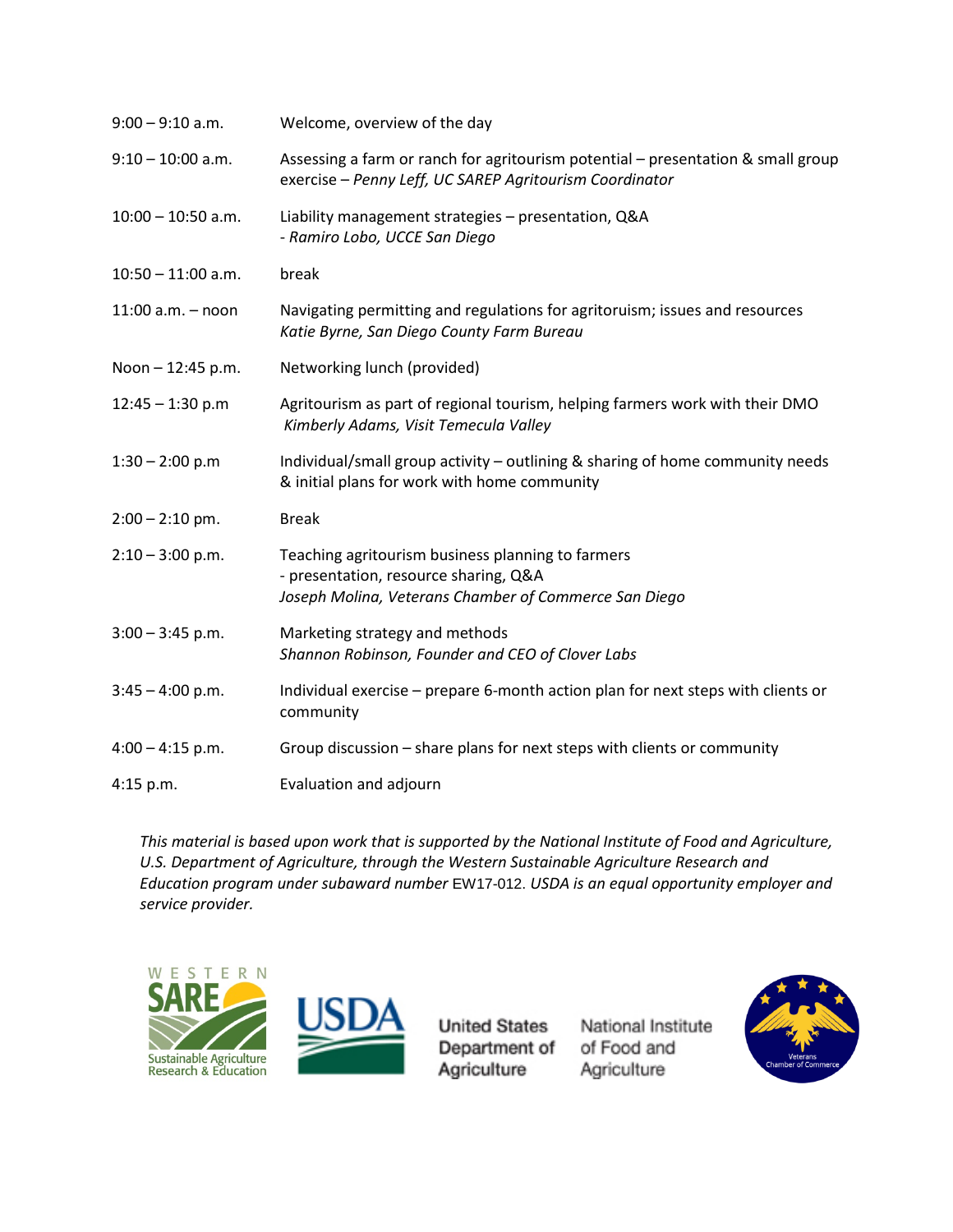| | |
|---|---|
| 9:00 – 9:10 a.m. | Welcome, overview of the day |
| 9:10 – 10:00 a.m. | Assessing a farm or ranch for agritourism potential – presentation & small group exercise – *Penny Leff, UC SAREP Agritourism Coordinator* |
| 10:00 – 10:50 a.m. | Liability management strategies – presentation, Q&A *- Ramiro Lobo, UCCE San Diego* |
| 10:50 – 11:00 a.m. | break |
| 11:00 a.m. – noon | Navigating permitting and regulations for agritoruism; issues and resources *Katie Byrne, San Diego County Farm Bureau* |
| Noon – 12:45 p.m. | Networking lunch (provided) |
| 12:45 – 1:30 p.m | Agritourism as part of regional tourism, helping farmers work with their DMO *Kimberly Adams, Visit Temecula Valley* |
| 1:30 – 2:00 p.m | Individual/small group activity – outlining & sharing of home community needs & initial plans for work with home community |
| 2:00 – 2:10 pm. | Break |
| 2:10 – 3:00 p.m. | Teaching agritourism business planning to farmers - presentation, resource sharing, Q&A *Joseph Molina, Veterans Chamber of Commerce San Diego* |
| 3:00 – 3:45 p.m. | Marketing strategy and methods *Shannon Robinson, Founder and CEO of Clover Labs* |
| 3:45 – 4:00 p.m. | Individual exercise – prepare 6-month action plan for next steps with clients or community |
| 4:00 – 4:15 p.m. | Group discussion – share plans for next steps with clients or community |
| 4:15 p.m. | Evaluation and adjourn |

*This material is based upon work that is supported by the National Institute of Food and Agriculture, U.S. Department of Agriculture, through the Western Sustainable Agriculture Research and Education program under subaward number* EW17-012. *USDA is an equal opportunity employer and service provider.*

WESTERN SARE Sustainable Agriculture Research & Education

USDA United States Department of Agriculture National Institute of Food and Agriculture

Veterans Chamber of Commerce